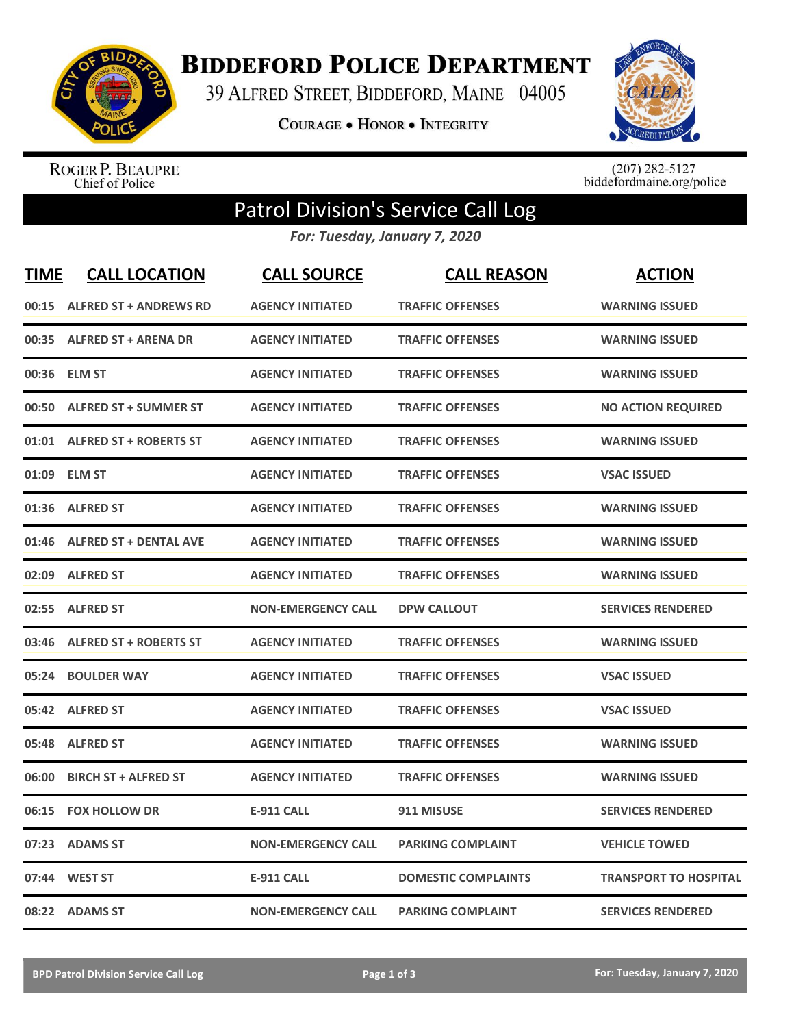# BIDDEFORD POLICE DEPARTMENT

39 ALFRED STREET, BIDDEFORD, MAINE 04005

COURAGE • HONOR • INTEGRITY

ROGER P. BEAUPRE
Chief of Police

(207) 282-5127
biddefordmaine.org/police

## Patrol Division's Service Call Log

*For: Tuesday, January 7, 2020*

| TIME | CALL LOCATION | CALL SOURCE | CALL REASON | ACTION |
|---|---|---|---|---|
| 00:15 | ALFRED ST + ANDREWS RD | AGENCY INITIATED | TRAFFIC OFFENSES | WARNING ISSUED |
| 00:35 | ALFRED ST + ARENA DR | AGENCY INITIATED | TRAFFIC OFFENSES | WARNING ISSUED |
| 00:36 | ELM ST | AGENCY INITIATED | TRAFFIC OFFENSES | WARNING ISSUED |
| 00:50 | ALFRED ST + SUMMER ST | AGENCY INITIATED | TRAFFIC OFFENSES | NO ACTION REQUIRED |
| 01:01 | ALFRED ST + ROBERTS ST | AGENCY INITIATED | TRAFFIC OFFENSES | WARNING ISSUED |
| 01:09 | ELM ST | AGENCY INITIATED | TRAFFIC OFFENSES | VSAC ISSUED |
| 01:36 | ALFRED ST | AGENCY INITIATED | TRAFFIC OFFENSES | WARNING ISSUED |
| 01:46 | ALFRED ST + DENTAL AVE | AGENCY INITIATED | TRAFFIC OFFENSES | WARNING ISSUED |
| 02:09 | ALFRED ST | AGENCY INITIATED | TRAFFIC OFFENSES | WARNING ISSUED |
| 02:55 | ALFRED ST | NON-EMERGENCY CALL | DPW CALLOUT | SERVICES RENDERED |
| 03:46 | ALFRED ST + ROBERTS ST | AGENCY INITIATED | TRAFFIC OFFENSES | WARNING ISSUED |
| 05:24 | BOULDER WAY | AGENCY INITIATED | TRAFFIC OFFENSES | VSAC ISSUED |
| 05:42 | ALFRED ST | AGENCY INITIATED | TRAFFIC OFFENSES | VSAC ISSUED |
| 05:48 | ALFRED ST | AGENCY INITIATED | TRAFFIC OFFENSES | WARNING ISSUED |
| 06:00 | BIRCH ST + ALFRED ST | AGENCY INITIATED | TRAFFIC OFFENSES | WARNING ISSUED |
| 06:15 | FOX HOLLOW DR | E-911 CALL | 911 MISUSE | SERVICES RENDERED |
| 07:23 | ADAMS ST | NON-EMERGENCY CALL | PARKING COMPLAINT | VEHICLE TOWED |
| 07:44 | WEST ST | E-911 CALL | DOMESTIC COMPLAINTS | TRANSPORT TO HOSPITAL |
| 08:22 | ADAMS ST | NON-EMERGENCY CALL | PARKING COMPLAINT | SERVICES RENDERED |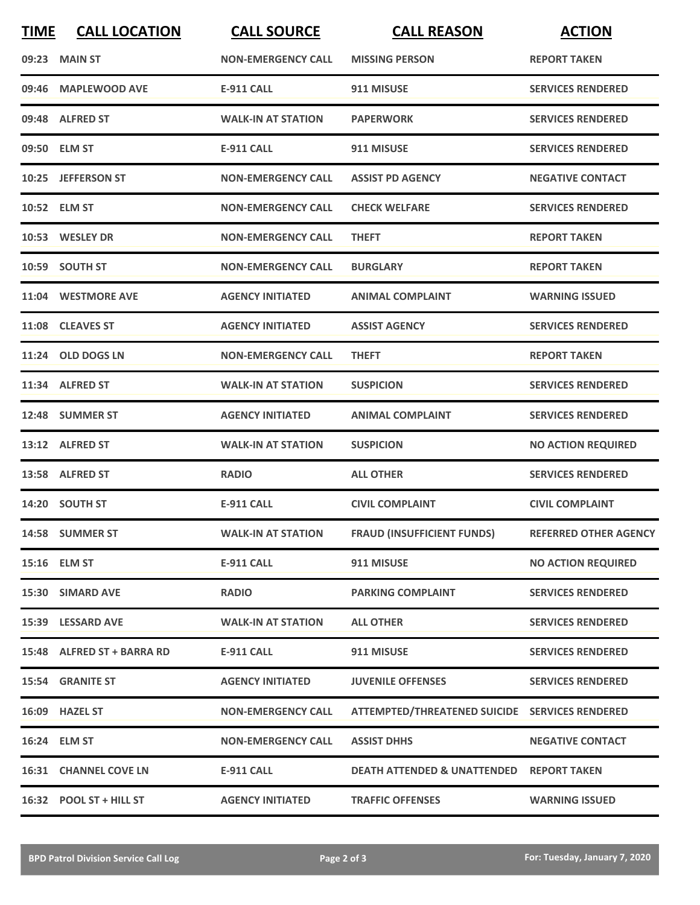| TIME | CALL LOCATION | CALL SOURCE | CALL REASON | ACTION |
|---|---|---|---|---|
| 09:23 | MAIN ST | NON-EMERGENCY CALL | MISSING PERSON | REPORT TAKEN |
| 09:46 | MAPLEWOOD AVE | E-911 CALL | 911 MISUSE | SERVICES RENDERED |
| 09:48 | ALFRED ST | WALK-IN AT STATION | PAPERWORK | SERVICES RENDERED |
| 09:50 | ELM ST | E-911 CALL | 911 MISUSE | SERVICES RENDERED |
| 10:25 | JEFFERSON ST | NON-EMERGENCY CALL | ASSIST PD AGENCY | NEGATIVE CONTACT |
| 10:52 | ELM ST | NON-EMERGENCY CALL | CHECK WELFARE | SERVICES RENDERED |
| 10:53 | WESLEY DR | NON-EMERGENCY CALL | THEFT | REPORT TAKEN |
| 10:59 | SOUTH ST | NON-EMERGENCY CALL | BURGLARY | REPORT TAKEN |
| 11:04 | WESTMORE AVE | AGENCY INITIATED | ANIMAL COMPLAINT | WARNING ISSUED |
| 11:08 | CLEAVES ST | AGENCY INITIATED | ASSIST AGENCY | SERVICES RENDERED |
| 11:24 | OLD DOGS LN | NON-EMERGENCY CALL | THEFT | REPORT TAKEN |
| 11:34 | ALFRED ST | WALK-IN AT STATION | SUSPICION | SERVICES RENDERED |
| 12:48 | SUMMER ST | AGENCY INITIATED | ANIMAL COMPLAINT | SERVICES RENDERED |
| 13:12 | ALFRED ST | WALK-IN AT STATION | SUSPICION | NO ACTION REQUIRED |
| 13:58 | ALFRED ST | RADIO | ALL OTHER | SERVICES RENDERED |
| 14:20 | SOUTH ST | E-911 CALL | CIVIL COMPLAINT | CIVIL COMPLAINT |
| 14:58 | SUMMER ST | WALK-IN AT STATION | FRAUD (INSUFFICIENT FUNDS) | REFERRED OTHER AGENCY |
| 15:16 | ELM ST | E-911 CALL | 911 MISUSE | NO ACTION REQUIRED |
| 15:30 | SIMARD AVE | RADIO | PARKING COMPLAINT | SERVICES RENDERED |
| 15:39 | LESSARD AVE | WALK-IN AT STATION | ALL OTHER | SERVICES RENDERED |
| 15:48 | ALFRED ST + BARRA RD | E-911 CALL | 911 MISUSE | SERVICES RENDERED |
| 15:54 | GRANITE ST | AGENCY INITIATED | JUVENILE OFFENSES | SERVICES RENDERED |
| 16:09 | HAZEL ST | NON-EMERGENCY CALL | ATTEMPTED/THREATENED SUICIDE | SERVICES RENDERED |
| 16:24 | ELM ST | NON-EMERGENCY CALL | ASSIST DHHS | NEGATIVE CONTACT |
| 16:31 | CHANNEL COVE LN | E-911 CALL | DEATH ATTENDED & UNATTENDED | REPORT TAKEN |
| 16:32 | POOL ST + HILL ST | AGENCY INITIATED | TRAFFIC OFFENSES | WARNING ISSUED |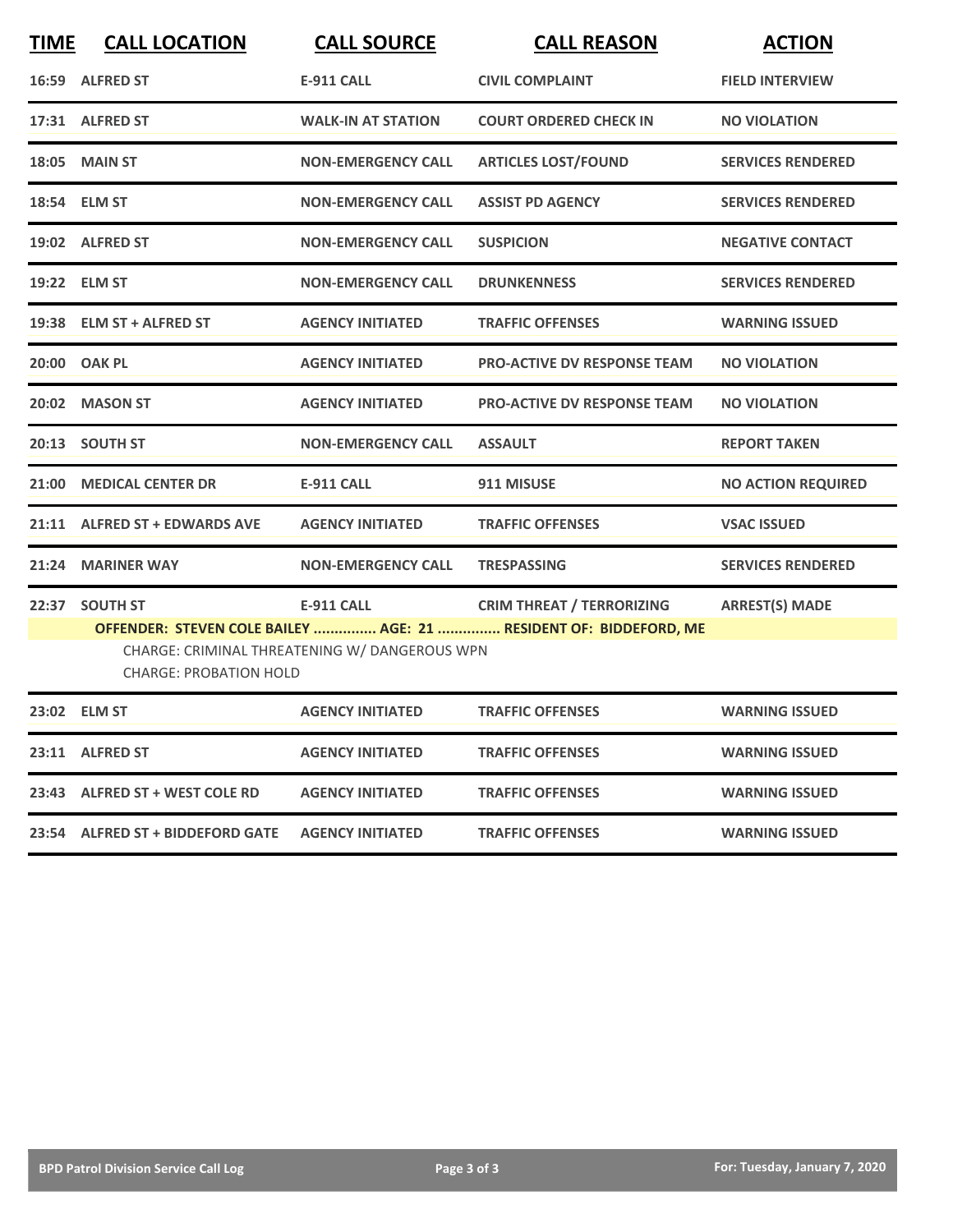| TIME | CALL LOCATION | CALL SOURCE | CALL REASON | ACTION |
|---|---|---|---|---|
| 16:59 | ALFRED ST | E-911 CALL | CIVIL COMPLAINT | FIELD INTERVIEW |
| 17:31 | ALFRED ST | WALK-IN AT STATION | COURT ORDERED CHECK IN | NO VIOLATION |
| 18:05 | MAIN ST | NON-EMERGENCY CALL | ARTICLES LOST/FOUND | SERVICES RENDERED |
| 18:54 | ELM ST | NON-EMERGENCY CALL | ASSIST PD AGENCY | SERVICES RENDERED |
| 19:02 | ALFRED ST | NON-EMERGENCY CALL | SUSPICION | NEGATIVE CONTACT |
| 19:22 | ELM ST | NON-EMERGENCY CALL | DRUNKENNESS | SERVICES RENDERED |
| 19:38 | ELM ST + ALFRED ST | AGENCY INITIATED | TRAFFIC OFFENSES | WARNING ISSUED |
| 20:00 | OAK PL | AGENCY INITIATED | PRO-ACTIVE DV RESPONSE TEAM | NO VIOLATION |
| 20:02 | MASON ST | AGENCY INITIATED | PRO-ACTIVE DV RESPONSE TEAM | NO VIOLATION |
| 20:13 | SOUTH ST | NON-EMERGENCY CALL | ASSAULT | REPORT TAKEN |
| 21:00 | MEDICAL CENTER DR | E-911 CALL | 911 MISUSE | NO ACTION REQUIRED |
| 21:11 | ALFRED ST + EDWARDS AVE | AGENCY INITIATED | TRAFFIC OFFENSES | VSAC ISSUED |
| 21:24 | MARINER WAY | NON-EMERGENCY CALL | TRESPASSING | SERVICES RENDERED |
| 22:37 | SOUTH ST | E-911 CALL | CRIM THREAT / TERRORIZING | ARREST(S) MADE |
| | OFFENDER: STEVEN COLE BAILEY ............... AGE: 21 ............... RESIDENT OF: BIDDEFORD, ME | | | |
| | CHARGE: CRIMINAL THREATENING W/ DANGEROUS WPN<br>CHARGE: PROBATION HOLD | | | |
| 23:02 | ELM ST | AGENCY INITIATED | TRAFFIC OFFENSES | WARNING ISSUED |
| 23:11 | ALFRED ST | AGENCY INITIATED | TRAFFIC OFFENSES | WARNING ISSUED |
| 23:43 | ALFRED ST + WEST COLE RD | AGENCY INITIATED | TRAFFIC OFFENSES | WARNING ISSUED |
| 23:54 | ALFRED ST + BIDDEFORD GATE | AGENCY INITIATED | TRAFFIC OFFENSES | WARNING ISSUED |